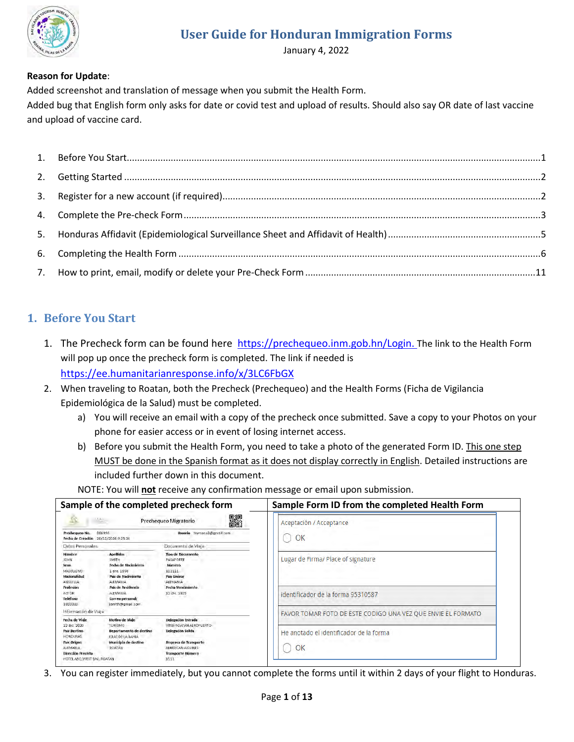# User Guide for Honduran Immigration Forms

January 4, 2022

**Reason for Update**:
Added screenshot and translation of message when you submit the Health Form.
Added bug that English form only asks for date or covid test and upload of results. Should also say OR date of last vaccine and upload of vaccine card.

1. Before You Start ........ 1
2. Getting Started ........ 2
3. Register for a new account (if required) ........ 2
4. Complete the Pre-check Form ........ 3
5. Honduras Affidavit (Epidemiological Surveillance Sheet and Affidavit of Health) ........ 5
6. Completing the Health Form ........ 6
7. How to print, email, modify or delete your Pre-Check Form ........ 11

## 1. Before You Start

1. The Precheck form can be found here [https://prechequeo.inm.gob.hn/Login.](https://prechequeo.inm.gob.hn/Login) The link to the Health Form will pop up once the precheck form is completed. The link if needed is [https://ee.humanitarianresponse.info/x/3LC6FbGX](https://ee.humanitarianresponse.info/x/3LC6FbGX)
2. When traveling to Roatan, both the Precheck (Prechequeo) and the Health Forms (Ficha de Vigilancia Epidemiológica de la Salud) must be completed.
   a) You will receive an email with a copy of the precheck once submitted. Save a copy to your Photos on your phone for easier access or in event of losing internet access.
   b) Before you submit the Health Form, you need to take a photo of the generated Form ID. <u>This one step MUST be done in the Spanish format as it does not display correctly in English</u>. Detailed instructions are included further down in this document.

   NOTE: You will **<u>not</u>** receive any confirmation message or email upon submission.

| Sample of the completed precheck form | Sample Form ID from the completed Health Form |
|---|---|
| Prechequeo Migratorio<br>Prechequeo No. 666996 — Usuario: tsymons2@gmail.com<br>Fecha de Creación 20/12/2020 9:25:36<br>**Datos Personales:** Nombre JOHN; Apellidos SMITH; Sexo MASCULINO; Fecha de Nacimiento 1 ene. 1950; Nacionalidad ANGUILLA; País de Nacimiento ALEMANIA; Profesión ACTOR; País de Residencia ALEMANIA; Teléfono 3333333; Correo personal jsmith@gmail.com<br>**Documento de Viaje:** Tipo de Documento PASAPORTE; Número 111111; País Emisor ALEMANIA; Fecha Vencimiento 12 dic. 2025<br>**Información de Viaje:** Fecha de Viaje 22 dic. 2020; Motivo de Viaje TURISMO; Delegación Entrada (RTB) ROATAN AEROPUERTO; País Destino HONDURAS; Departamento de destino ISLAS DE LA BAHIA; Delegación Salida; País Origen ALEMANIA; Municipio de destino ROATAN; Empresa de Transporte AMERICAN AIRLINES; Dirección Prevista HOTEL ABC, WEST BAY, ROATAN; Transporte Número 1111 | Aceptación / Acceptance<br>○ OK<br>Lugar de Firma/ Place of signature<br>identificador de la forma 95310587<br>FAVOR TOMAR FOTO DE ESTE CODIGO UNA VEZ QUE ENVIE EL FORMATO<br>He anotado el identificador de la forma<br>○ OK |

3. You can register immediately, but you cannot complete the forms until it within 2 days of your flight to Honduras.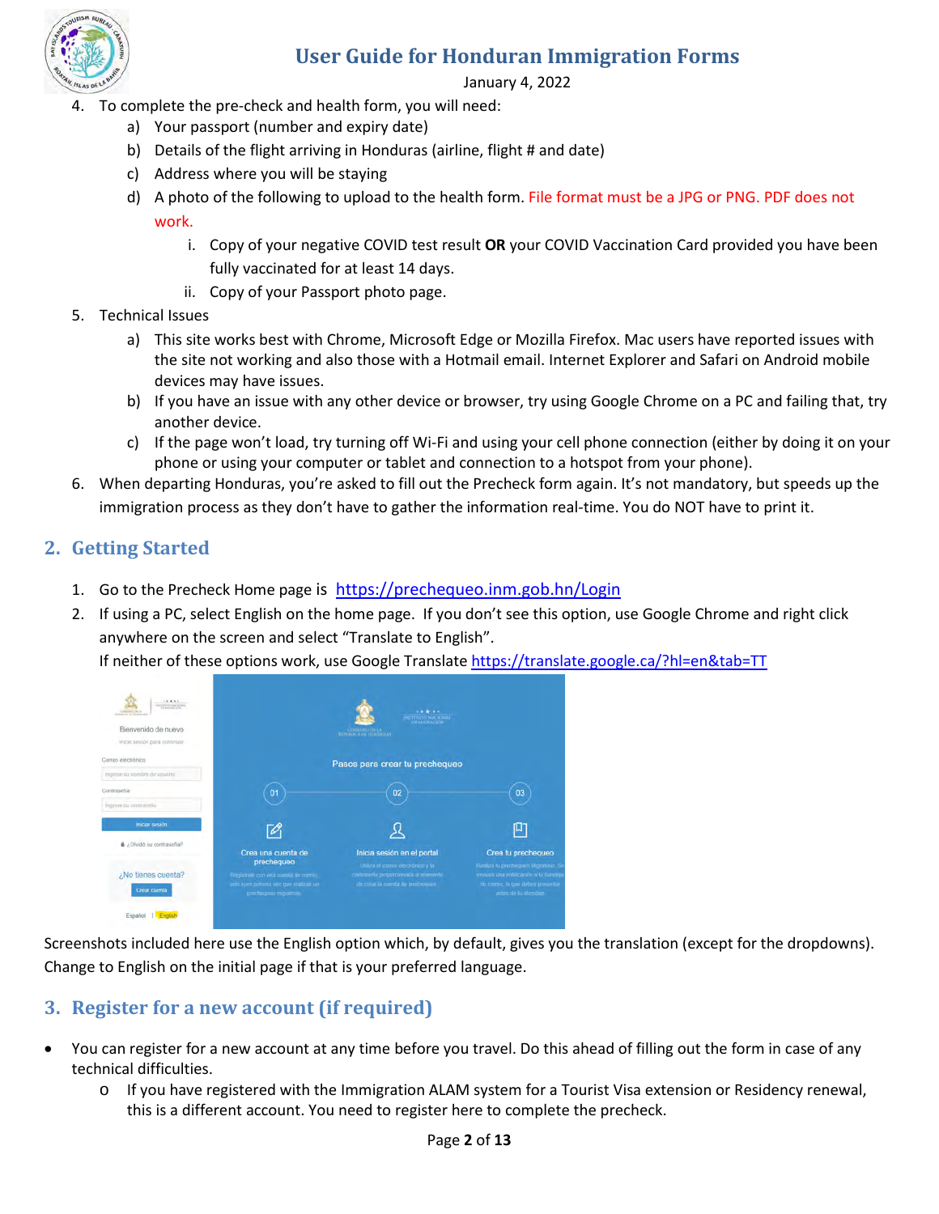4. To complete the pre-check and health form, you will need:
   a) Your passport (number and expiry date)
   b) Details of the flight arriving in Honduras (airline, flight # and date)
   c) Address where you will be staying
   d) A photo of the following to upload to the health form. File format must be a JPG or PNG. PDF does not work.
      i. Copy of your negative COVID test result **OR** your COVID Vaccination Card provided you have been fully vaccinated for at least 14 days.
      ii. Copy of your Passport photo page.
5. Technical Issues
   a) This site works best with Chrome, Microsoft Edge or Mozilla Firefox. Mac users have reported issues with the site not working and also those with a Hotmail email. Internet Explorer and Safari on Android mobile devices may have issues.
   b) If you have an issue with any other device or browser, try using Google Chrome on a PC and failing that, try another device.
   c) If the page won't load, try turning off Wi-Fi and using your cell phone connection (either by doing it on your phone or using your computer or tablet and connection to a hotspot from your phone).
6. When departing Honduras, you're asked to fill out the Precheck form again. It's not mandatory, but speeds up the immigration process as they don't have to gather the information real-time. You do NOT have to print it.

## 2. Getting Started

1. Go to the Precheck Home page is https://prechequeo.inm.gob.hn/Login
2. If using a PC, select English on the home page. If you don't see this option, use Google Chrome and right click anywhere on the screen and select "Translate to English".
   If neither of these options work, use Google Translate https://translate.google.ca/?hl=en&tab=TT

Screenshots included here use the English option which, by default, gives you the translation (except for the dropdowns). Change to English on the initial page if that is your preferred language.

## 3. Register for a new account (if required)

- You can register for a new account at any time before you travel. Do this ahead of filling out the form in case of any technical difficulties.
  - If you have registered with the Immigration ALAM system for a Tourist Visa extension or Residency renewal, this is a different account. You need to register here to complete the precheck.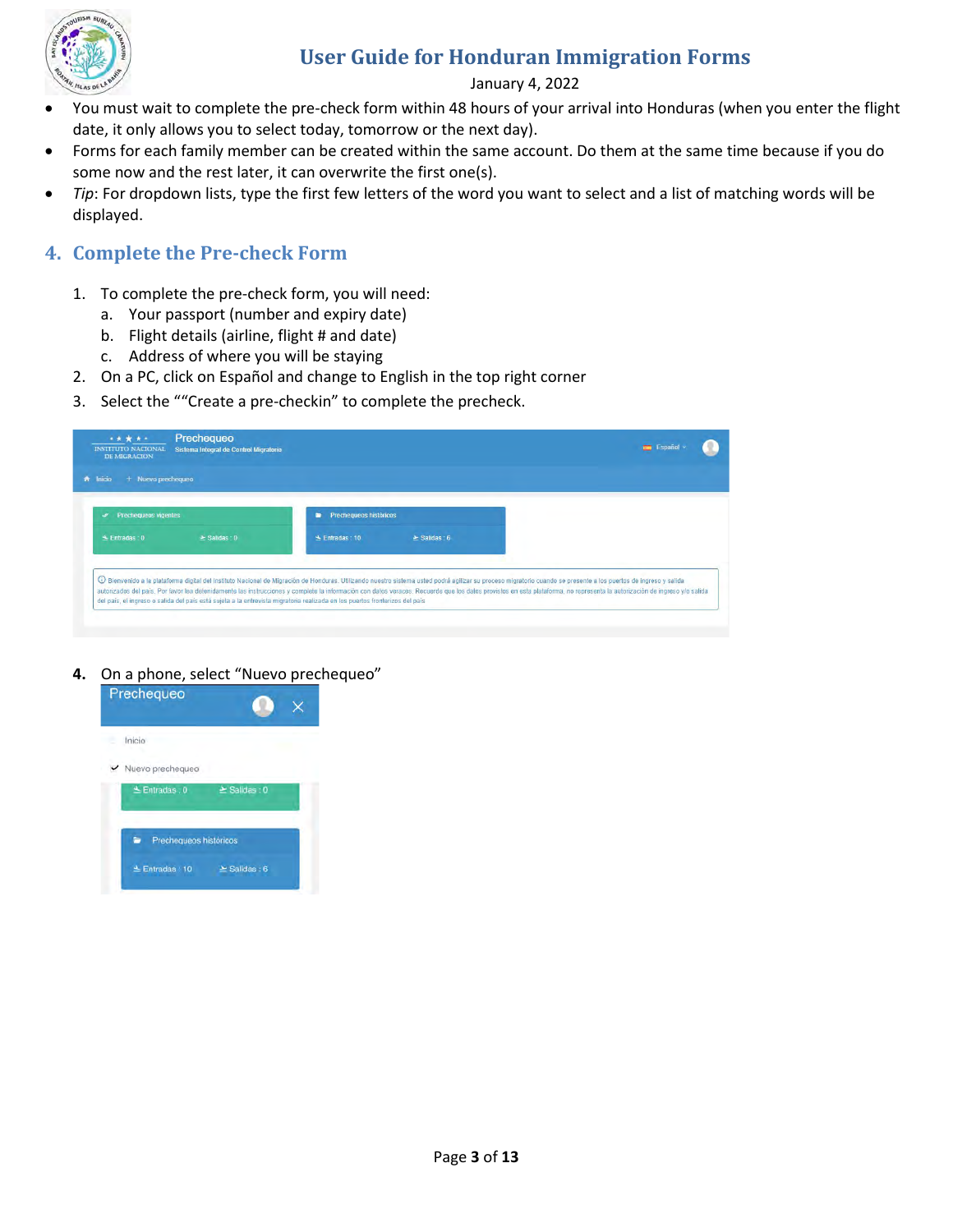- You must wait to complete the pre-check form within 48 hours of your arrival into Honduras (when you enter the flight date, it only allows you to select today, tomorrow or the next day).
- Forms for each family member can be created within the same account. Do them at the same time because if you do some now and the rest later, it can overwrite the first one(s).
- *Tip*: For dropdown lists, type the first few letters of the word you want to select and a list of matching words will be displayed.

## 4. Complete the Pre-check Form

1. To complete the pre-check form, you will need:
   a. Your passport (number and expiry date)
   b. Flight details (airline, flight # and date)
   c. Address of where you will be staying
2. On a PC, click on Español and change to English in the top right corner
3. Select the ""Create a pre-checkin" to complete the precheck.

4. On a phone, select "Nuevo prechequeo"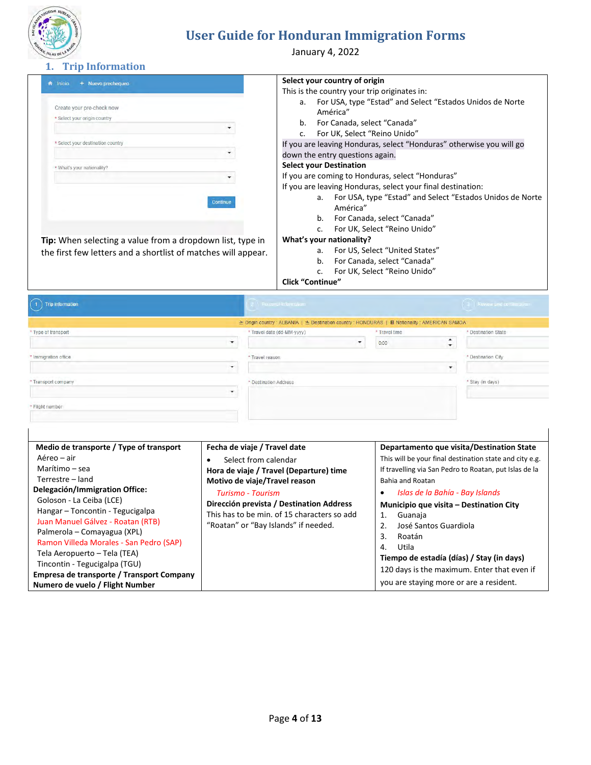## 1. Trip Information

**Tip:** When selecting a value from a dropdown list, type in the first few letters and a shortlist of matches will appear.

**Select your country of origin**

This is the country your trip originates in:

a. For USA, type "Estad" and Select "Estados Unidos de Norte América"
b. For Canada, select "Canada"
c. For UK, Select "Reino Unido"

If you are leaving Honduras, select "Honduras" otherwise you will go down the entry questions again.

**Select your Destination**

If you are coming to Honduras, select "Honduras"

If you are leaving Honduras, select your final destination:

a. For USA, type "Estad" and Select "Estados Unidos de Norte América"
b. For Canada, select "Canada"
c. For UK, Select "Reino Unido"

**What's your nationality?**

a. For US, Select "United States"
b. For Canada, select "Canada"
c. For UK, Select "Reino Unido"

**Click "Continue"**

| | | |
|---|---|---|
| **Medio de transporte / Type of transport**<br>Aéreo – air<br>Marítimo – sea<br>Terrestre – land<br>**Delegación/Immigration Office:**<br>Goloson - La Ceiba (LCE)<br>Hangar – Toncontin - Tegucigalpa<br>Juan Manuel Gálvez - Roatan (RTB)<br>Palmerola – Comayagua (XPL)<br>Ramon Villeda Morales - San Pedro (SAP)<br>Tela Aeropuerto – Tela (TEA)<br>Tincontin - Tegucigalpa (TGU)<br>**Empresa de transporte / Transport Company**<br>**Numero de vuelo / Flight Number** | **Fecha de viaje / Travel date**<br>• Select from calendar<br>**Hora de viaje / Travel (Departure) time**<br>**Motivo de viaje/Travel reason**<br>*Turismo - Tourism*<br>**Dirección prevista / Destination Address**<br>This has to be min. of 15 characters so add "Roatan" or "Bay Islands" if needed. | **Departamento que visita/Destination State**<br>This will be your final destination state and city e.g. If travelling via San Pedro to Roatan, put Islas de la Bahia and Roatan<br>• *Islas de la Bahía - Bay Islands*<br>**Municipio que visita – Destination City**<br>1. Guanaja<br>2. José Santos Guardiola<br>3. Roatán<br>4. Utila<br>**Tiempo de estadía (días) / Stay (in days)**<br>120 days is the maximum. Enter that even if you are staying more or are a resident. |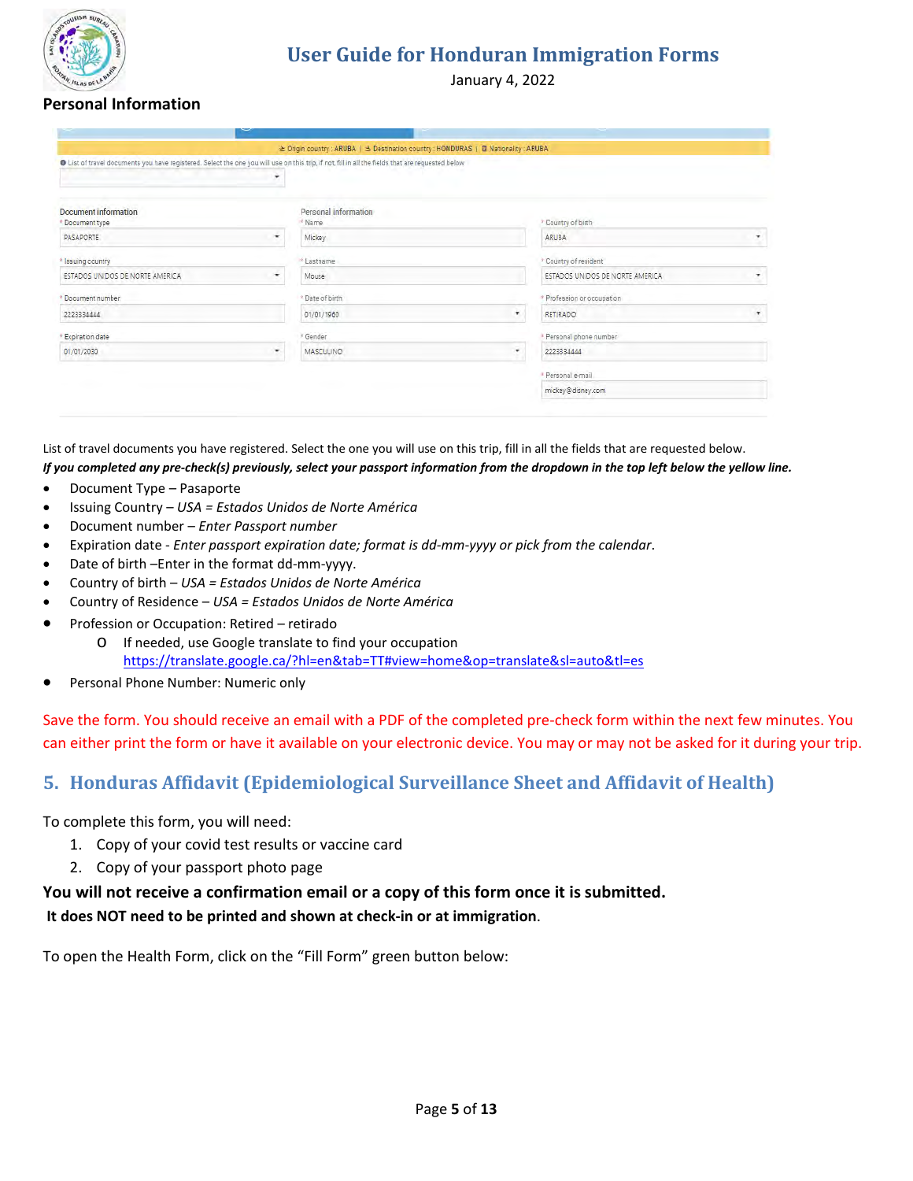## Personal Information

List of travel documents you have registered. Select the one you will use on this trip, fill in all the fields that are requested below.

***If you completed any pre-check(s) previously, select your passport information from the dropdown in the top left below the yellow line.***

- Document Type – Pasaporte
- Issuing Country – *USA = Estados Unidos de Norte América*
- Document number – *Enter Passport number*
- Expiration date - *Enter passport expiration date; format is dd-mm-yyyy or pick from the calendar*.
- Date of birth –Enter in the format dd-mm-yyyy.
- Country of birth – *USA = Estados Unidos de Norte América*
- Country of Residence – *USA = Estados Unidos de Norte América*
- Profession or Occupation: Retired – retirado
  - If needed, use Google translate to find your occupation https://translate.google.ca/?hl=en&tab=TT#view=home&op=translate&sl=auto&tl=es
- Personal Phone Number: Numeric only

Save the form. You should receive an email with a PDF of the completed pre-check form within the next few minutes. You can either print the form or have it available on your electronic device. You may or may not be asked for it during your trip.

## 5. Honduras Affidavit (Epidemiological Surveillance Sheet and Affidavit of Health)

To complete this form, you will need:

1. Copy of your covid test results or vaccine card
2. Copy of your passport photo page

**You will not receive a confirmation email or a copy of this form once it is submitted.**

**It does NOT need to be printed and shown at check-in or at immigration**.

To open the Health Form, click on the "Fill Form" green button below: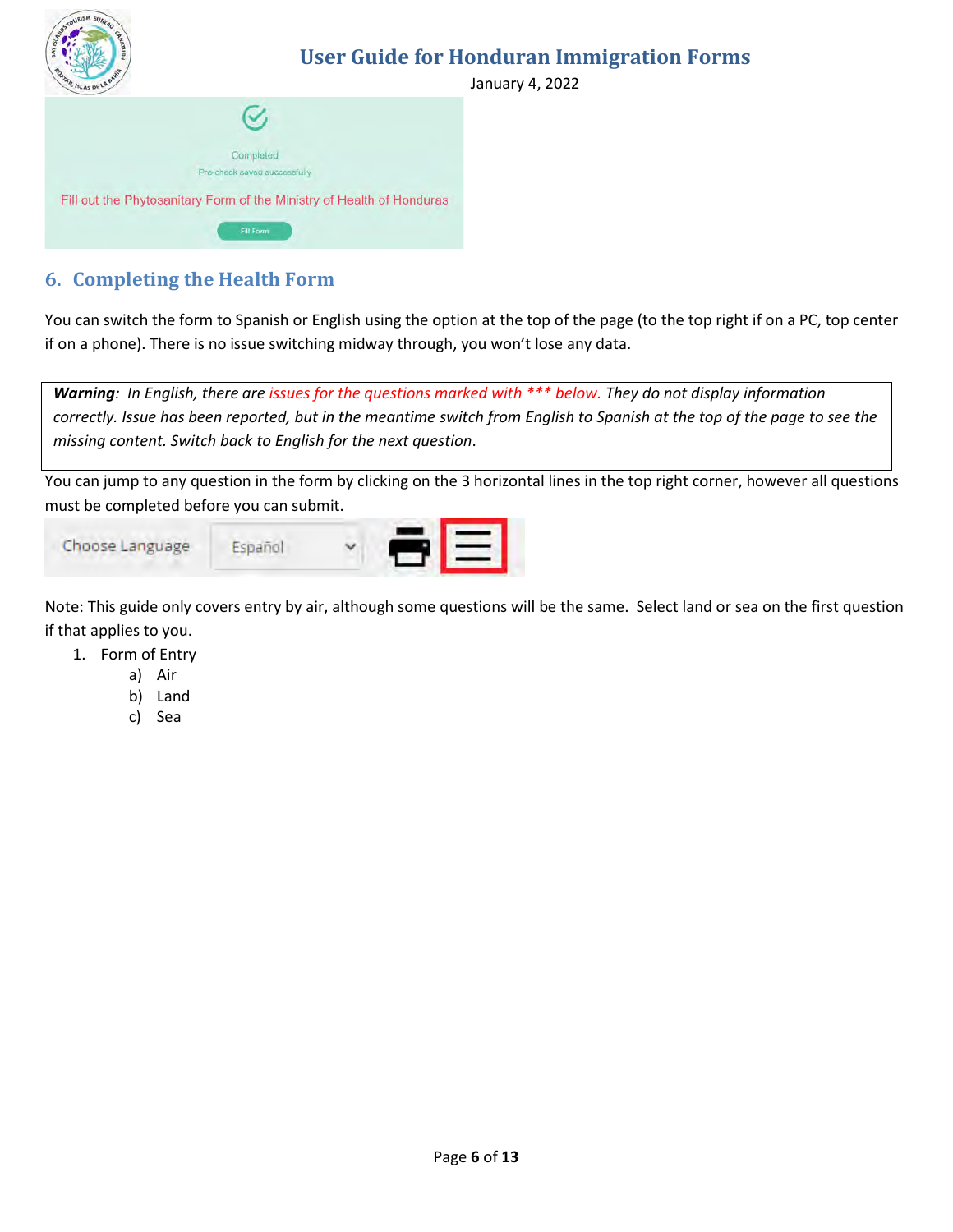## 6. Completing the Health Form

You can switch the form to Spanish or English using the option at the top of the page (to the top right if on a PC, top center if on a phone). There is no issue switching midway through, you won't lose any data.

> ***Warning**: In English, there are issues for the questions marked with *** below. They do not display information correctly. Issue has been reported, but in the meantime switch from English to Spanish at the top of the page to see the missing content. Switch back to English for the next question.*

You can jump to any question in the form by clicking on the 3 horizontal lines in the top right corner, however all questions must be completed before you can submit.

Note: This guide only covers entry by air, although some questions will be the same. Select land or sea on the first question if that applies to you.

1. Form of Entry
    a) Air
    b) Land
    c) Sea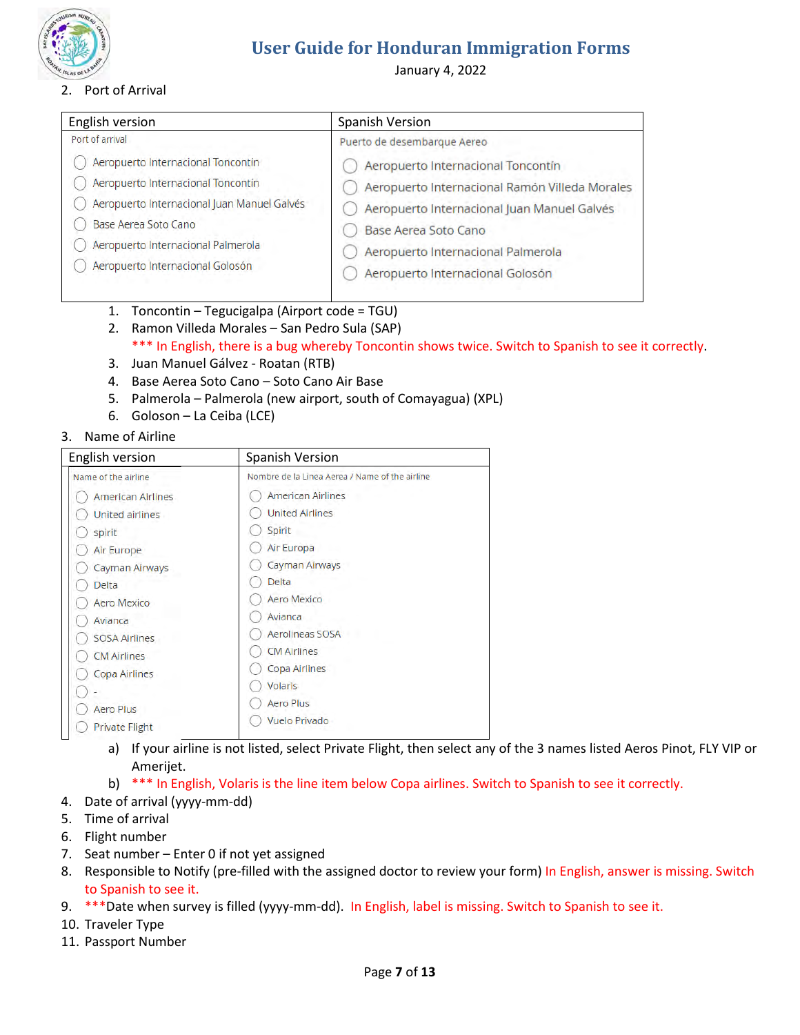2. Port of Arrival

| English version | Spanish Version |
|---|---|
| Port of arrival | Puerto de desembarque Aereo |
| ◯ Aeropuerto Internacional Toncontín | ◯ Aeropuerto Internacional Toncontín |
| ◯ Aeropuerto Internacional Toncontín | ◯ Aeropuerto Internacional Ramón Villeda Morales |
| ◯ Aeropuerto Internacional Juan Manuel Galvés | ◯ Aeropuerto Internacional Juan Manuel Galvés |
| ◯ Base Aerea Soto Cano | ◯ Base Aerea Soto Cano |
| ◯ Aeropuerto Internacional Palmerola | ◯ Aeropuerto Internacional Palmerola |
| ◯ Aeropuerto Internacional Golosón | ◯ Aeropuerto Internacional Golosón |

1. Toncontin – Tegucigalpa (Airport code = TGU)
2. Ramon Villeda Morales – San Pedro Sula (SAP)
   *** In English, there is a bug whereby Toncontin shows twice. Switch to Spanish to see it correctly.
3. Juan Manuel Gálvez - Roatan (RTB)
4. Base Aerea Soto Cano – Soto Cano Air Base
5. Palmerola – Palmerola (new airport, south of Comayagua) (XPL)
6. Goloson – La Ceiba (LCE)

3. Name of Airline

| English version | Spanish Version |
|---|---|
| Name of the airline | Nombre de la Linea Aerea / Name of the airline |
| ◯ American Airlines | ◯ American Airlines |
| ◯ United airlines | ◯ United Airlines |
| ◯ spirit | ◯ Spirit |
| ◯ Air Europe | ◯ Air Europa |
| ◯ Cayman Airways | ◯ Cayman Airways |
| ◯ Delta | ◯ Delta |
| ◯ Aero Mexico | ◯ Aero Mexico |
| ◯ Avianca | ◯ Avianca |
| ◯ SOSA Airlines | ◯ Aerolineas SOSA |
| ◯ CM Airlines | ◯ CM Airlines |
| ◯ Copa Airlines | ◯ Copa Airlines |
| ◯ - | ◯ Volaris |
| ◯ Aero Plus | ◯ Aero Plus |
| ◯ Private Flight | ◯ Vuelo Privado |

a) If your airline is not listed, select Private Flight, then select any of the 3 names listed Aeros Pinot, FLY VIP or Amerijet.

b) *** In English, Volaris is the line item below Copa airlines. Switch to Spanish to see it correctly.

4. Date of arrival (yyyy-mm-dd)
5. Time of arrival
6. Flight number
7. Seat number – Enter 0 if not yet assigned
8. Responsible to Notify (pre-filled with the assigned doctor to review your form) In English, answer is missing. Switch to Spanish to see it.
9. ***Date when survey is filled (yyyy-mm-dd). In English, label is missing. Switch to Spanish to see it.
10. Traveler Type
11. Passport Number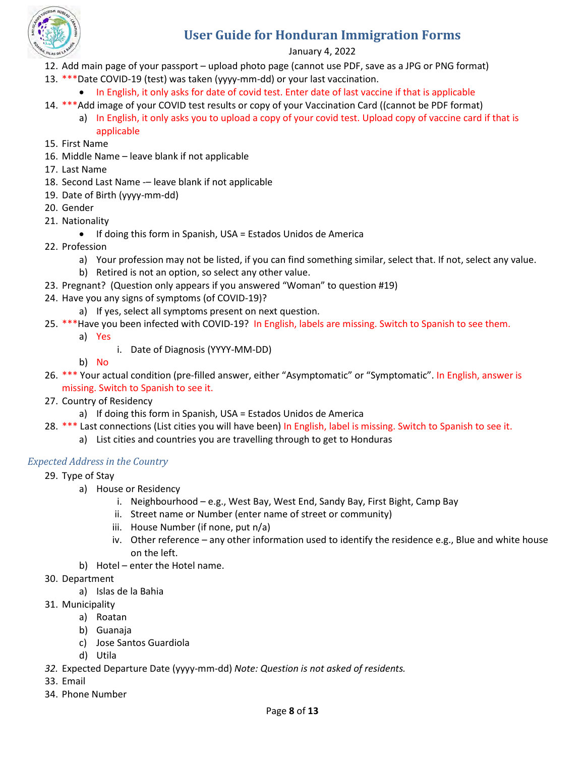12. Add main page of your passport – upload photo page (cannot use PDF, save as a JPG or PNG format)
13. ***Date COVID-19 (test) was taken (yyyy-mm-dd) or your last vaccination.
    - In English, it only asks for date of covid test. Enter date of last vaccine if that is applicable
14. ***Add image of your COVID test results or copy of your Vaccination Card ((cannot be PDF format)
    a) In English, it only asks you to upload a copy of your covid test. Upload copy of vaccine card if that is applicable
15. First Name
16. Middle Name – leave blank if not applicable
17. Last Name
18. Second Last Name -– leave blank if not applicable
19. Date of Birth (yyyy-mm-dd)
20. Gender
21. Nationality
    - If doing this form in Spanish, USA = Estados Unidos de America
22. Profession
    a) Your profession may not be listed, if you can find something similar, select that. If not, select any value.
    b) Retired is not an option, so select any other value.
23. Pregnant? (Question only appears if you answered "Woman" to question #19)
24. Have you any signs of symptoms (of COVID-19)?
    a) If yes, select all symptoms present on next question.
25. ***Have you been infected with COVID-19? In English, labels are missing. Switch to Spanish to see them.
    a) Yes
        i. Date of Diagnosis (YYYY-MM-DD)
    b) No
26. *** Your actual condition (pre-filled answer, either "Asymptomatic" or "Symptomatic". In English, answer is missing. Switch to Spanish to see it.
27. Country of Residency
    a) If doing this form in Spanish, USA = Estados Unidos de America
28. *** Last connections (List cities you will have been) In English, label is missing. Switch to Spanish to see it.
    a) List cities and countries you are travelling through to get to Honduras

*Expected Address in the Country*

29. Type of Stay
    a) House or Residency
        i. Neighbourhood – e.g., West Bay, West End, Sandy Bay, First Bight, Camp Bay
        ii. Street name or Number (enter name of street or community)
        iii. House Number (if none, put n/a)
        iv. Other reference – any other information used to identify the residence e.g., Blue and white house on the left.
    b) Hotel – enter the Hotel name.
30. Department
    a) Islas de la Bahia
31. Municipality
    a) Roatan
    b) Guanaja
    c) Jose Santos Guardiola
    d) Utila
32. Expected Departure Date (yyyy-mm-dd) *Note: Question is not asked of residents.*
33. Email
34. Phone Number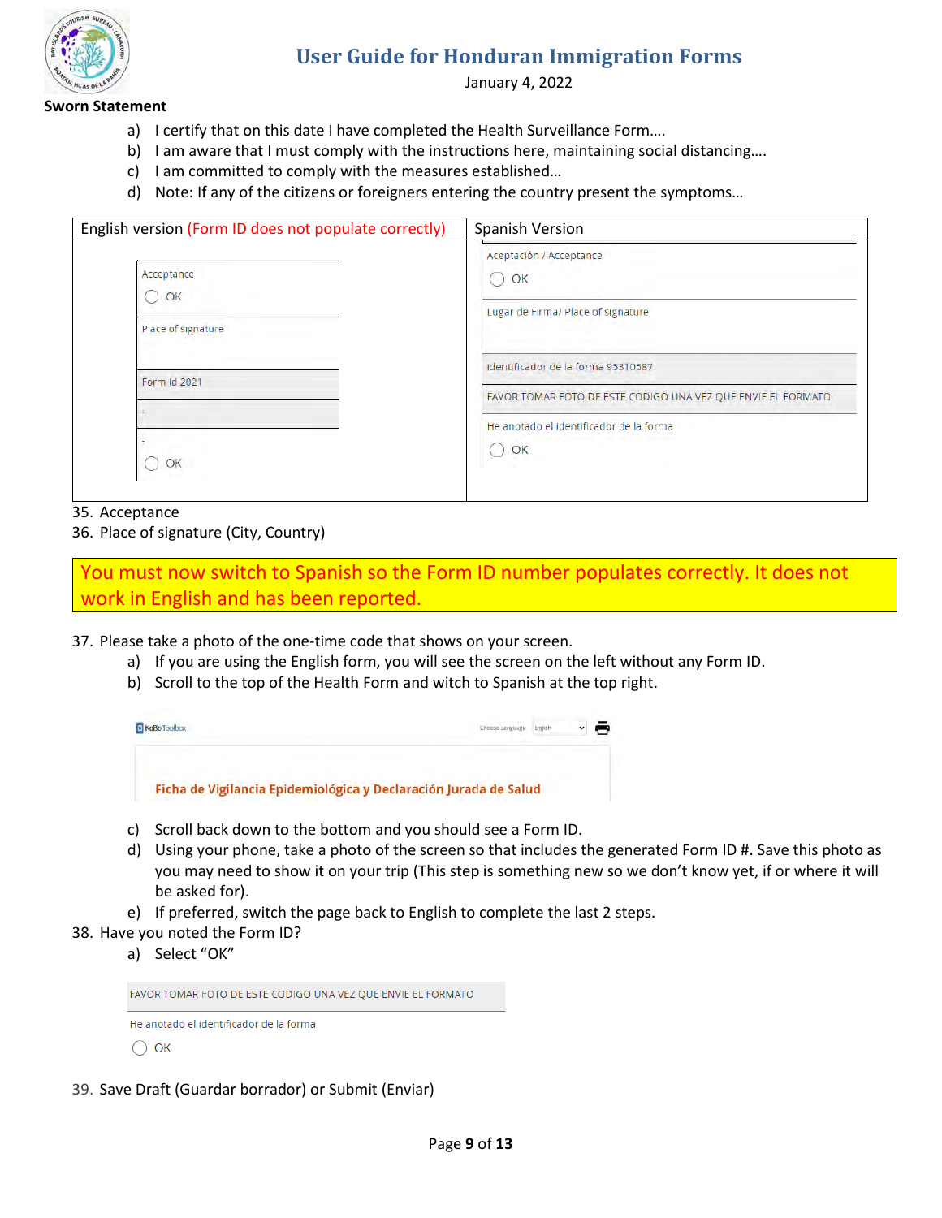**Sworn Statement**

a) I certify that on this date I have completed the Health Surveillance Form….
b) I am aware that I must comply with the instructions here, maintaining social distancing….
c) I am committed to comply with the measures established…
d) Note: If any of the citizens or foreigners entering the country present the symptoms…

| English version (Form ID does not populate correctly) | Spanish Version |
|---|---|
| Acceptance<br>◯ OK<br>Place of signature<br>Form Id 2021<br>-<br>-<br>◯ OK | Aceptación / Acceptance<br>◯ OK<br>Lugar de Firma/ Place of signature<br>identificador de la forma 95310587<br>FAVOR TOMAR FOTO DE ESTE CODIGO UNA VEZ QUE ENVIE EL FORMATO<br>He anotado el identificador de la forma<br>◯ OK |

35. Acceptance
36. Place of signature (City, Country)

**You must now switch to Spanish so the Form ID number populates correctly. It does not work in English and has been reported.**

37. Please take a photo of the one-time code that shows on your screen.
    a) If you are using the English form, you will see the screen on the left without any Form ID.
    b) Scroll to the top of the Health Form and witch to Spanish at the top right.

    KoBo Toolbox — Choose Language: English
    Ficha de Vigilancia Epidemiológica y Declaración Jurada de Salud

    c) Scroll back down to the bottom and you should see a Form ID.
    d) Using your phone, take a photo of the screen so that includes the generated Form ID #. Save this photo as you may need to show it on your trip (This step is something new so we don't know yet, if or where it will be asked for).
    e) If preferred, switch the page back to English to complete the last 2 steps.
38. Have you noted the Form ID?
    a) Select "OK"

    FAVOR TOMAR FOTO DE ESTE CODIGO UNA VEZ QUE ENVIE EL FORMATO
    He anotado el identificador de la forma
    ◯ OK

39. Save Draft (Guardar borrador) or Submit (Enviar)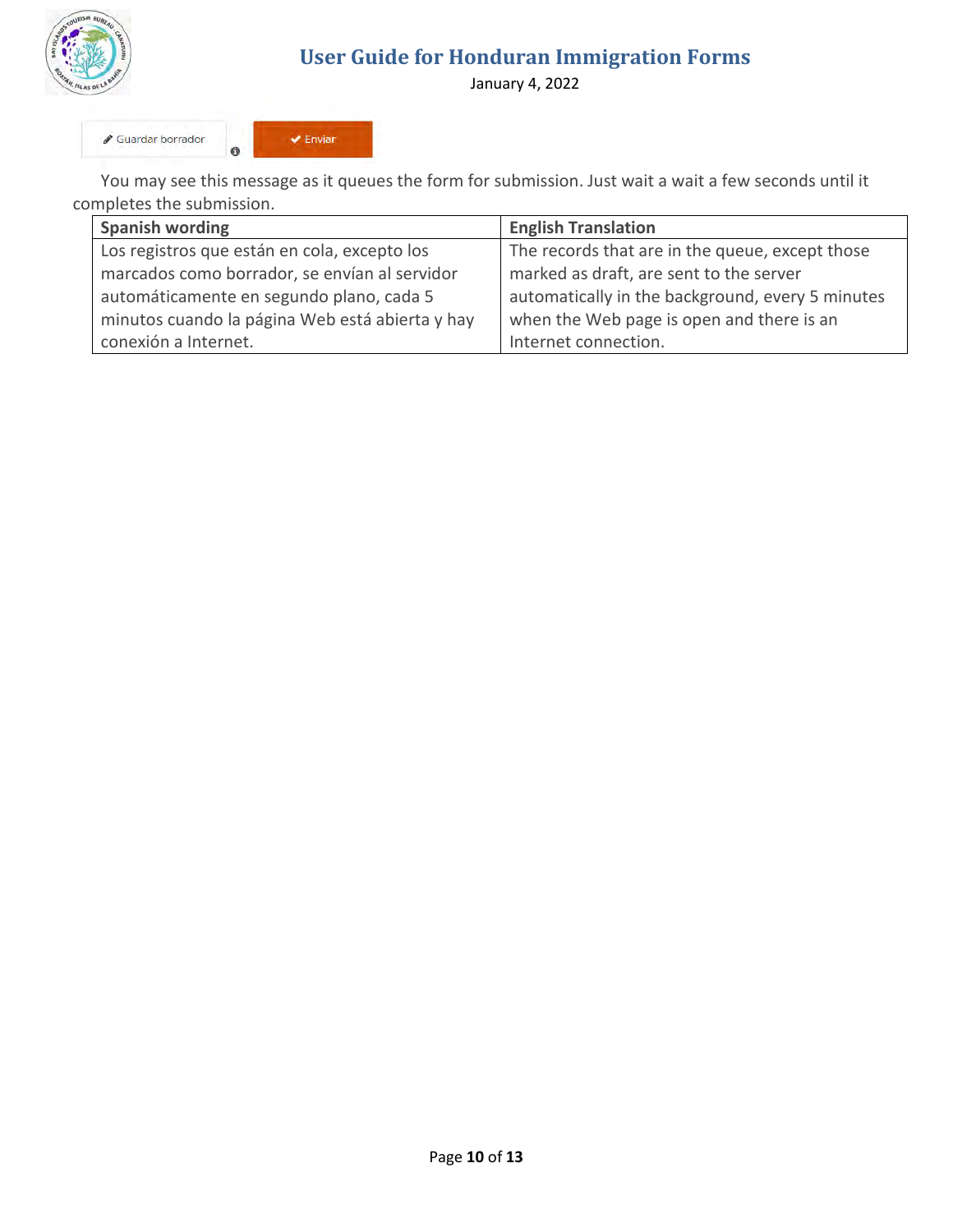Guardar borrador | ✔ Enviar

You may see this message as it queues the form for submission. Just wait a wait a few seconds until it completes the submission.

| Spanish wording | English Translation |
| --- | --- |
| Los registros que están en cola, excepto los marcados como borrador, se envían al servidor automáticamente en segundo plano, cada 5 minutos cuando la página Web está abierta y hay conexión a Internet. | The records that are in the queue, except those marked as draft, are sent to the server automatically in the background, every 5 minutes when the Web page is open and there is an Internet connection. |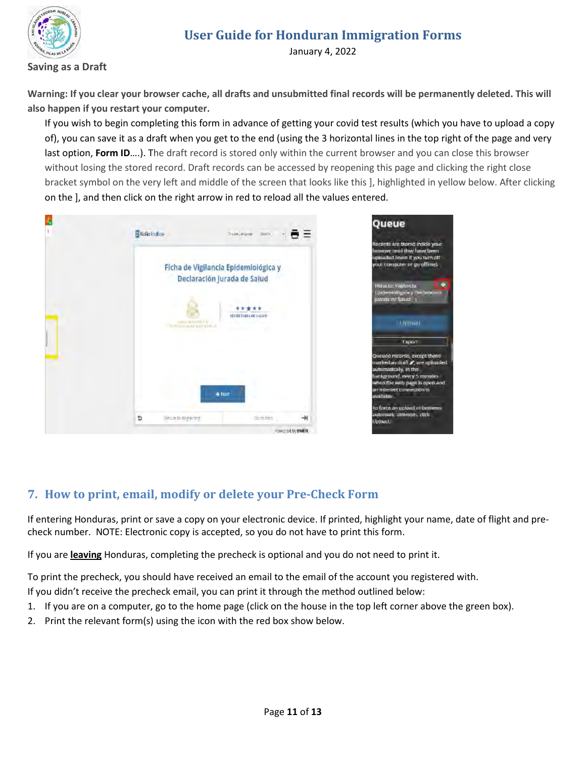### Saving as a Draft

**Warning: If you clear your browser cache, all drafts and unsubmitted final records will be permanently deleted. This will also happen if you restart your computer.**

If you wish to begin completing this form in advance of getting your covid test results (which you have to upload a copy of), you can save it as a draft when you get to the end (using the 3 horizontal lines in the top right of the page and very last option, **Form ID**….). The draft record is stored only within the current browser and you can close this browser without losing the stored record. Draft records can be accessed by reopening this page and clicking the right close bracket symbol on the very left and middle of the screen that looks like this ], highlighted in yellow below. After clicking on the ], and then click on the right arrow in red to reload all the values entered.

## 7. How to print, email, modify or delete your Pre-Check Form

If entering Honduras, print or save a copy on your electronic device. If printed, highlight your name, date of flight and pre-check number. NOTE: Electronic copy is accepted, so you do not have to print this form.

If you are **leaving** Honduras, completing the precheck is optional and you do not need to print it.

To print the precheck, you should have received an email to the email of the account you registered with.
If you didn't receive the precheck email, you can print it through the method outlined below:

1. If you are on a computer, go to the home page (click on the house in the top left corner above the green box).
2. Print the relevant form(s) using the icon with the red box show below.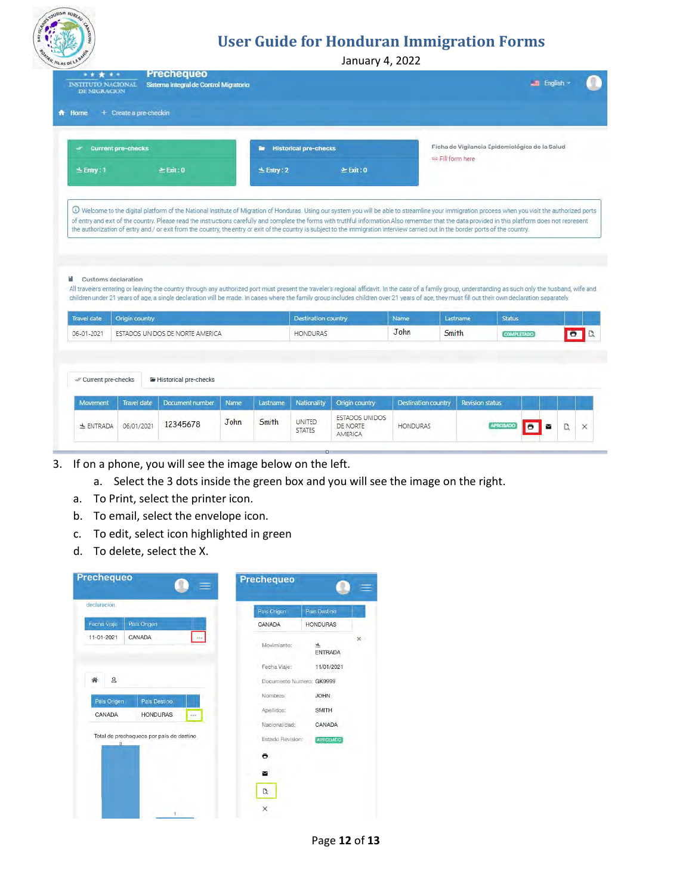3. If on a phone, you will see the image below on the left.
    a. Select the 3 dots inside the green box and you will see the image on the right.
a. To Print, select the printer icon.
b. To email, select the envelope icon.
c. To edit, select icon highlighted in green
d. To delete, select the X.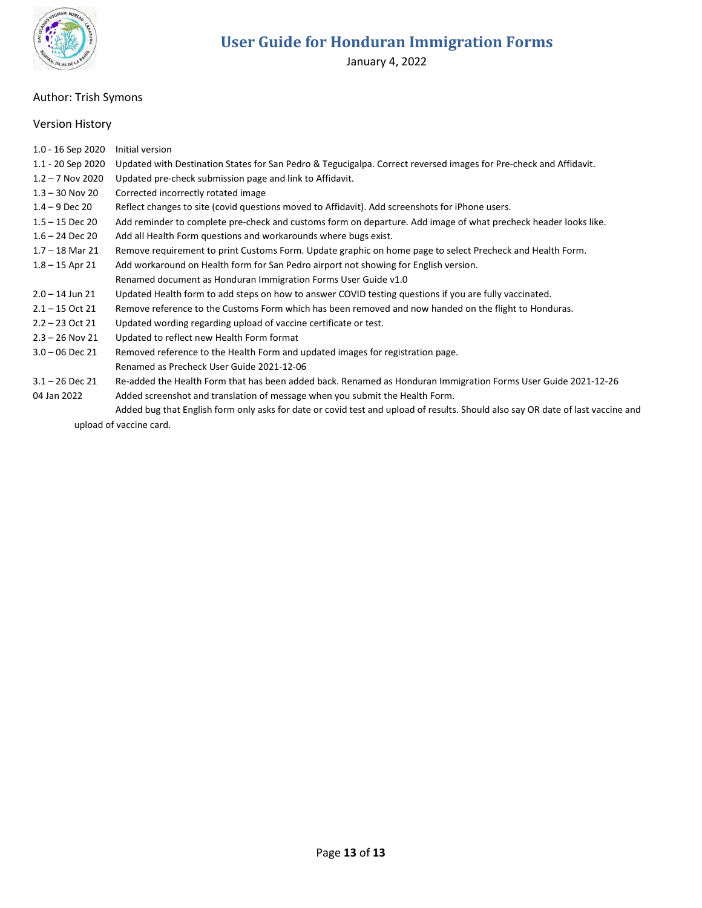# User Guide for Honduran Immigration Forms

January 4, 2022

Author: Trish Symons

Version History

| | |
|---|---|
| 1.0 - 16 Sep 2020 | Initial version |
| 1.1 - 20 Sep 2020 | Updated with Destination States for San Pedro & Tegucigalpa. Correct reversed images for Pre-check and Affidavit. |
| 1.2 – 7 Nov 2020 | Updated pre-check submission page and link to Affidavit. |
| 1.3 – 30 Nov 20 | Corrected incorrectly rotated image |
| 1.4 – 9 Dec 20 | Reflect changes to site (covid questions moved to Affidavit). Add screenshots for iPhone users. |
| 1.5 – 15 Dec 20 | Add reminder to complete pre-check and customs form on departure. Add image of what precheck header looks like. |
| 1.6 – 24 Dec 20 | Add all Health Form questions and workarounds where bugs exist. |
| 1.7 – 18 Mar 21 | Remove requirement to print Customs Form. Update graphic on home page to select Precheck and Health Form. |
| 1.8 – 15 Apr 21 | Add workaround on Health form for San Pedro airport not showing for English version. Renamed document as Honduran Immigration Forms User Guide v1.0 |
| 2.0 – 14 Jun 21 | Updated Health form to add steps on how to answer COVID testing questions if you are fully vaccinated. |
| 2.1 – 15 Oct 21 | Remove reference to the Customs Form which has been removed and now handed on the flight to Honduras. |
| 2.2 – 23 Oct 21 | Updated wording regarding upload of vaccine certificate or test. |
| 2.3 – 26 Nov 21 | Updated to reflect new Health Form format |
| 3.0 – 06 Dec 21 | Removed reference to the Health Form and updated images for registration page. Renamed as Precheck User Guide 2021-12-06 |
| 3.1 – 26 Dec 21 | Re-added the Health Form that has been added back. Renamed as Honduran Immigration Forms User Guide 2021-12-26 |
| 04 Jan 2022 | Added screenshot and translation of message when you submit the Health Form. Added bug that English form only asks for date or covid test and upload of results. Should also say OR date of last vaccine and upload of vaccine card. |